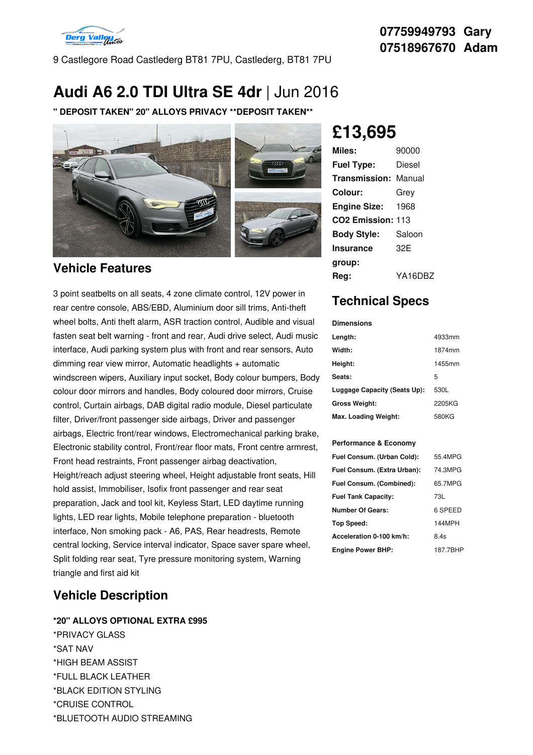07759949793 Gary
07518967670 Adam

9 Castlegore Road Castlederg BT81 7PU, Castlederg, BT81 7PU

# Audi A6 2.0 TDI Ultra SE 4dr | Jun 2016

**" DEPOSIT TAKEN" 20" ALLOYS PRIVACY **DEPOSIT TAKEN****

## £13,695

| | |
|---|---|
| **Miles:** | 90000 |
| **Fuel Type:** | Diesel |
| **Transmission:** | Manual |
| **Colour:** | Grey |
| **Engine Size:** | 1968 |
| **CO2 Emission:** | 113 |
| **Body Style:** | Saloon |
| **Insurance group:** | 32E |
| **Reg:** | YA16DBZ |

## Vehicle Features

3 point seatbelts on all seats, 4 zone climate control, 12V power in rear centre console, ABS/EBD, Aluminium door sill trims, Anti-theft wheel bolts, Anti theft alarm, ASR traction control, Audible and visual fasten seat belt warning - front and rear, Audi drive select, Audi music interface, Audi parking system plus with front and rear sensors, Auto dimming rear view mirror, Automatic headlights + automatic windscreen wipers, Auxiliary input socket, Body colour bumpers, Body colour door mirrors and handles, Body coloured door mirrors, Cruise control, Curtain airbags, DAB digital radio module, Diesel particulate filter, Driver/front passenger side airbags, Driver and passenger airbags, Electric front/rear windows, Electromechanical parking brake, Electronic stability control, Front/rear floor mats, Front centre armrest, Front head restraints, Front passenger airbag deactivation, Height/reach adjust steering wheel, Height adjustable front seats, Hill hold assist, Immobiliser, Isofix front passenger and rear seat preparation, Jack and tool kit, Keyless Start, LED daytime running lights, LED rear lights, Mobile telephone preparation - bluetooth interface, Non smoking pack - A6, PAS, Rear headrests, Remote central locking, Service interval indicator, Space saver spare wheel, Split folding rear seat, Tyre pressure monitoring system, Warning triangle and first aid kit

## Technical Specs

**Dimensions**

| | |
|---|---|
| **Length:** | 4933mm |
| **Width:** | 1874mm |
| **Height:** | 1455mm |
| **Seats:** | 5 |
| **Luggage Capacity (Seats Up):** | 530L |
| **Gross Weight:** | 2205KG |
| **Max. Loading Weight:** | 580KG |

**Performance & Economy**

| | |
|---|---|
| **Fuel Consum. (Urban Cold):** | 55.4MPG |
| **Fuel Consum. (Extra Urban):** | 74.3MPG |
| **Fuel Consum. (Combined):** | 65.7MPG |
| **Fuel Tank Capacity:** | 73L |
| **Number Of Gears:** | 6 SPEED |
| **Top Speed:** | 144MPH |
| **Acceleration 0-100 km/h:** | 8.4s |
| **Engine Power BHP:** | 187.7BHP |

## Vehicle Description

**\*20" ALLOYS OPTIONAL EXTRA £995**
*PRIVACY GLASS
*SAT NAV
*HIGH BEAM ASSIST
*FULL BLACK LEATHER
*BLACK EDITION STYLING
*CRUISE CONTROL
*BLUETOOTH AUDIO STREAMING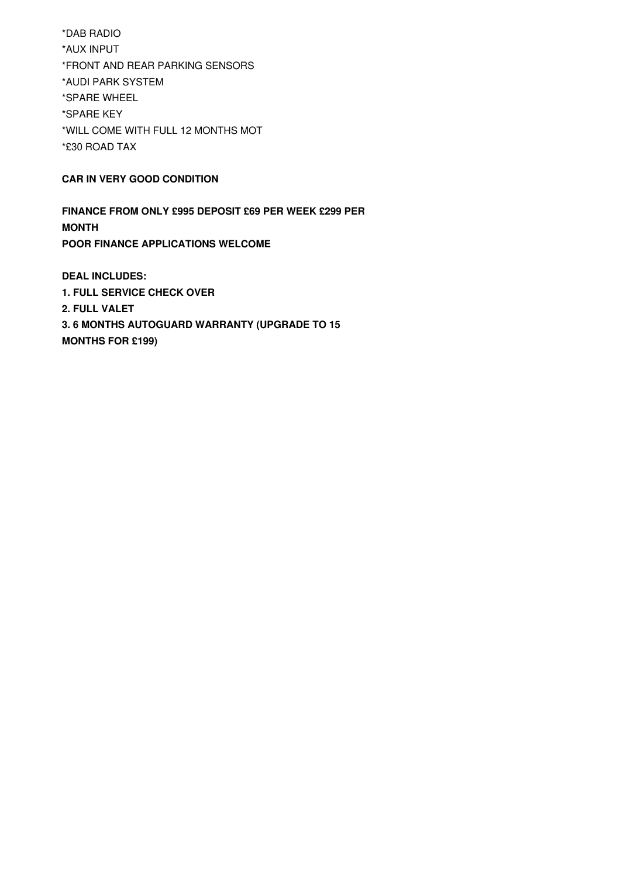*DAB RADIO
*AUX INPUT
*FRONT AND REAR PARKING SENSORS
*AUDI PARK SYSTEM
*SPARE WHEEL
*SPARE KEY
*WILL COME WITH FULL 12 MONTHS MOT
*£30 ROAD TAX

**CAR IN VERY GOOD CONDITION**

**FINANCE FROM ONLY £995 DEPOSIT £69 PER WEEK £299 PER MONTH**
**POOR FINANCE APPLICATIONS WELCOME**

**DEAL INCLUDES:**
**1. FULL SERVICE CHECK OVER**
**2. FULL VALET**
**3. 6 MONTHS AUTOGUARD WARRANTY (UPGRADE TO 15 MONTHS FOR £199)**